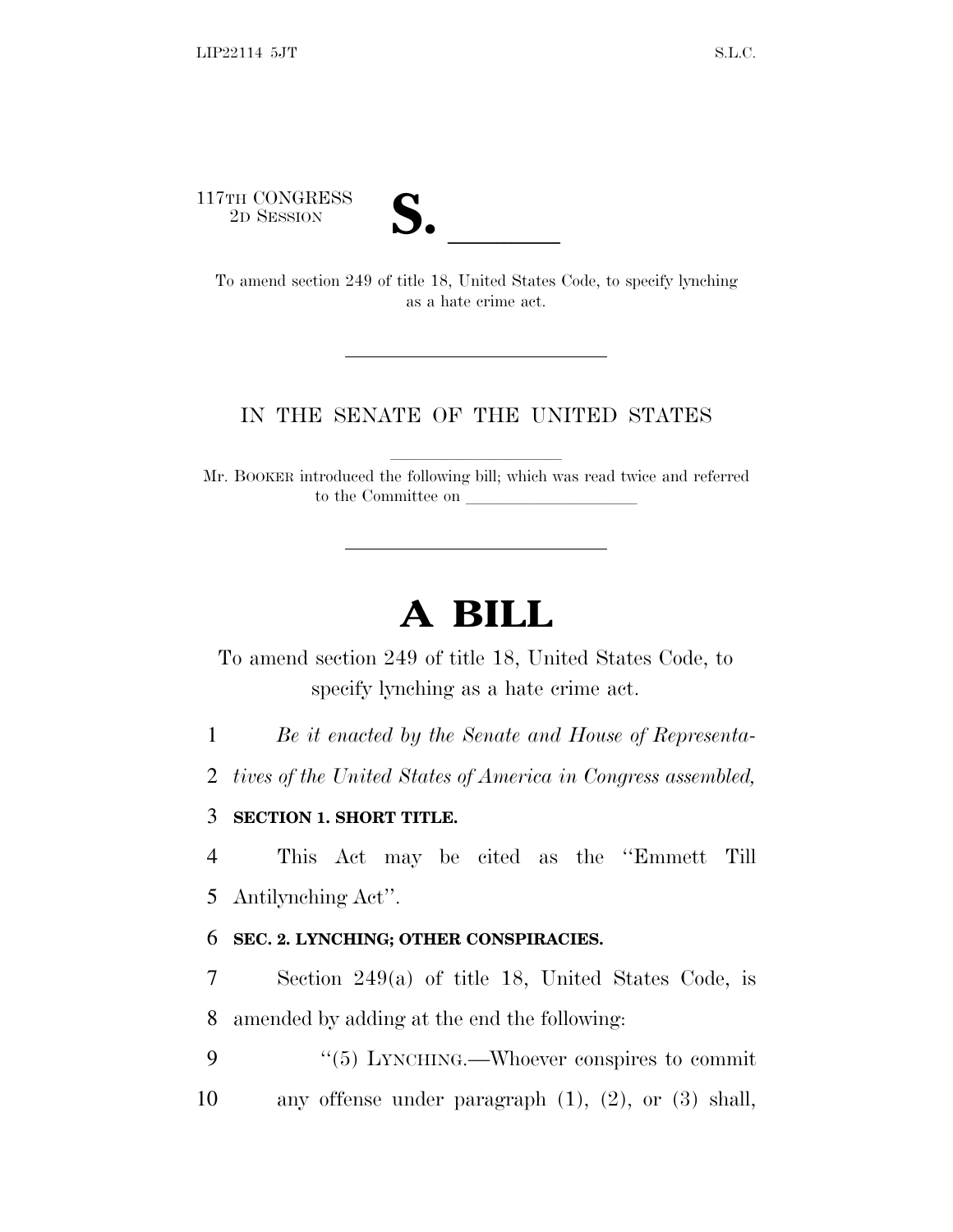117TH CONGRESS
2D SESSION

# S. \_\_\_\_\_\_

To amend section 249 of title 18, United States Code, to specify lynching as a hate crime act.

---

IN THE SENATE OF THE UNITED STATES

Mr. BOOKER introduced the following bill; which was read twice and referred to the Committee on \_\_\_\_\_\_\_\_\_\_\_\_\_\_\_\_\_\_\_\_

---

# A BILL

To amend section 249 of title 18, United States Code, to specify lynching as a hate crime act.

*Be it enacted by the Senate and House of Representatives of the United States of America in Congress assembled,*

**SECTION 1. SHORT TITLE.**

This Act may be cited as the "Emmett Till Antilynching Act".

**SEC. 2. LYNCHING; OTHER CONSPIRACIES.**

Section 249(a) of title 18, United States Code, is amended by adding at the end the following:

"(5) LYNCHING.—Whoever conspires to commit any offense under paragraph (1), (2), or (3) shall,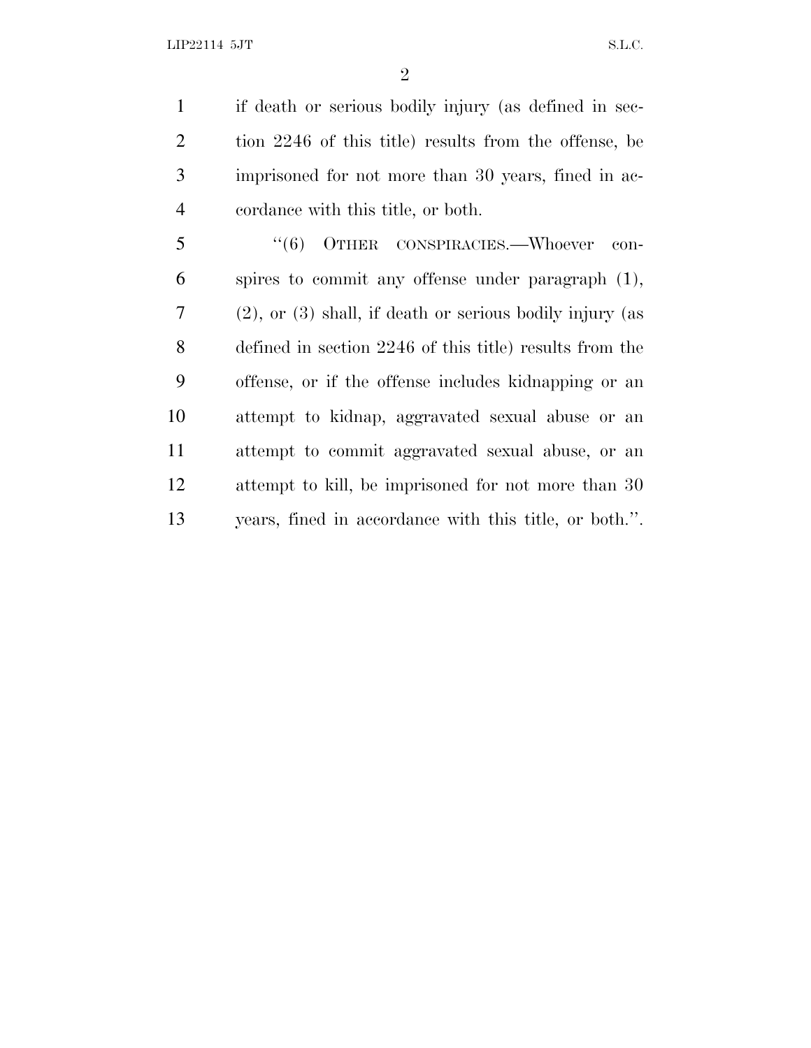if death or serious bodily injury (as defined in section 2246 of this title) results from the offense, be imprisoned for not more than 30 years, fined in accordance with this title, or both.

"(6) OTHER CONSPIRACIES.—Whoever conspires to commit any offense under paragraph (1), (2), or (3) shall, if death or serious bodily injury (as defined in section 2246 of this title) results from the offense, or if the offense includes kidnapping or an attempt to kidnap, aggravated sexual abuse or an attempt to commit aggravated sexual abuse, or an attempt to kill, be imprisoned for not more than 30 years, fined in accordance with this title, or both.".